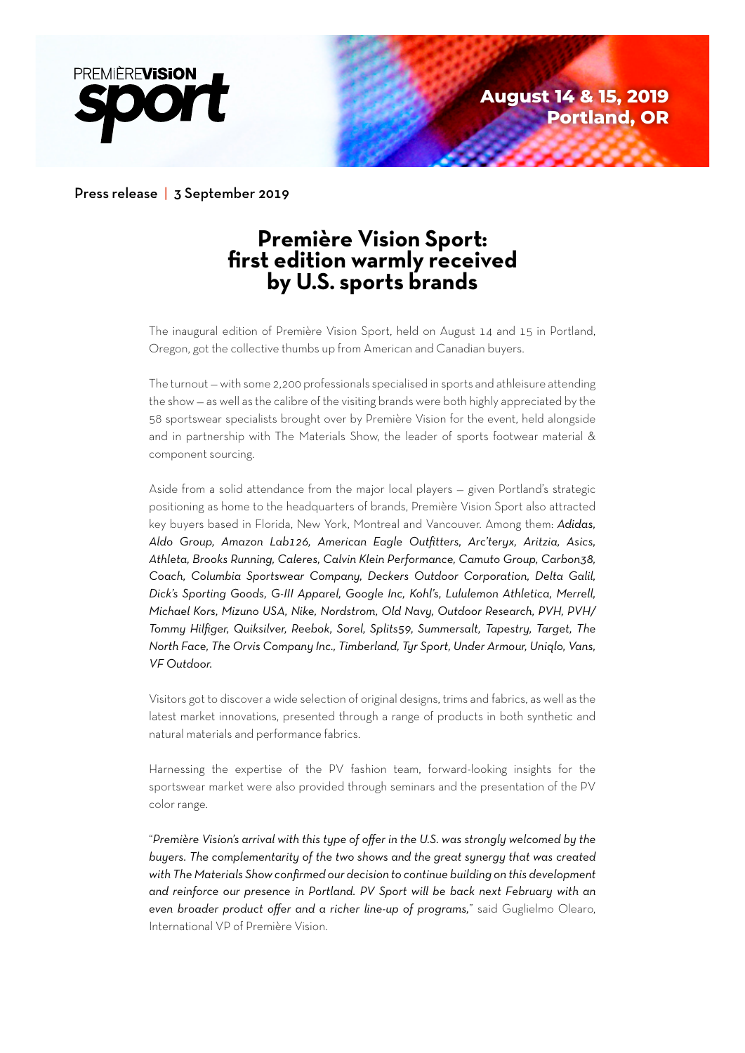PREMIÈREVISION **sport**

**August 14 & 15, 2019**
**Portland, OR**

Press release | 3 September 2019

# Première Vision Sport: first edition warmly received by U.S. sports brands

The inaugural edition of Première Vision Sport, held on August 14 and 15 in Portland, Oregon, got the collective thumbs up from American and Canadian buyers.

The turnout – with some 2,200 professionals specialised in sports and athleisure attending the show – as well as the calibre of the visiting brands were both highly appreciated by the 58 sportswear specialists brought over by Première Vision for the event, held alongside and in partnership with The Materials Show, the leader of sports footwear material & component sourcing.

Aside from a solid attendance from the major local players – given Portland's strategic positioning as home to the headquarters of brands, Première Vision Sport also attracted key buyers based in Florida, New York, Montreal and Vancouver. Among them: *Adidas, Aldo Group, Amazon Lab126, American Eagle Outfitters, Arc'teryx, Aritzia, Asics, Athleta, Brooks Running, Caleres, Calvin Klein Performance, Camuto Group, Carbon38, Coach, Columbia Sportswear Company, Deckers Outdoor Corporation, Delta Galil, Dick's Sporting Goods, G-III Apparel, Google Inc, Kohl's, Lululemon Athletica, Merrell, Michael Kors, Mizuno USA, Nike, Nordstrom, Old Navy, Outdoor Research, PVH, PVH/ Tommy Hilfiger, Quiksilver, Reebok, Sorel, Splits59, Summersalt, Tapestry, Target, The North Face, The Orvis Company Inc., Timberland, Tyr Sport, Under Armour, Uniqlo, Vans, VF Outdoor.*

Visitors got to discover a wide selection of original designs, trims and fabrics, as well as the latest market innovations, presented through a range of products in both synthetic and natural materials and performance fabrics.

Harnessing the expertise of the PV fashion team, forward-looking insights for the sportswear market were also provided through seminars and the presentation of the PV color range.

"*Première Vision's arrival with this type of offer in the U.S. was strongly welcomed by the buyers. The complementarity of the two shows and the great synergy that was created with The Materials Show confirmed our decision to continue building on this development and reinforce our presence in Portland. PV Sport will be back next February with an even broader product offer and a richer line-up of programs,*" said Guglielmo Olearo, International VP of Première Vision.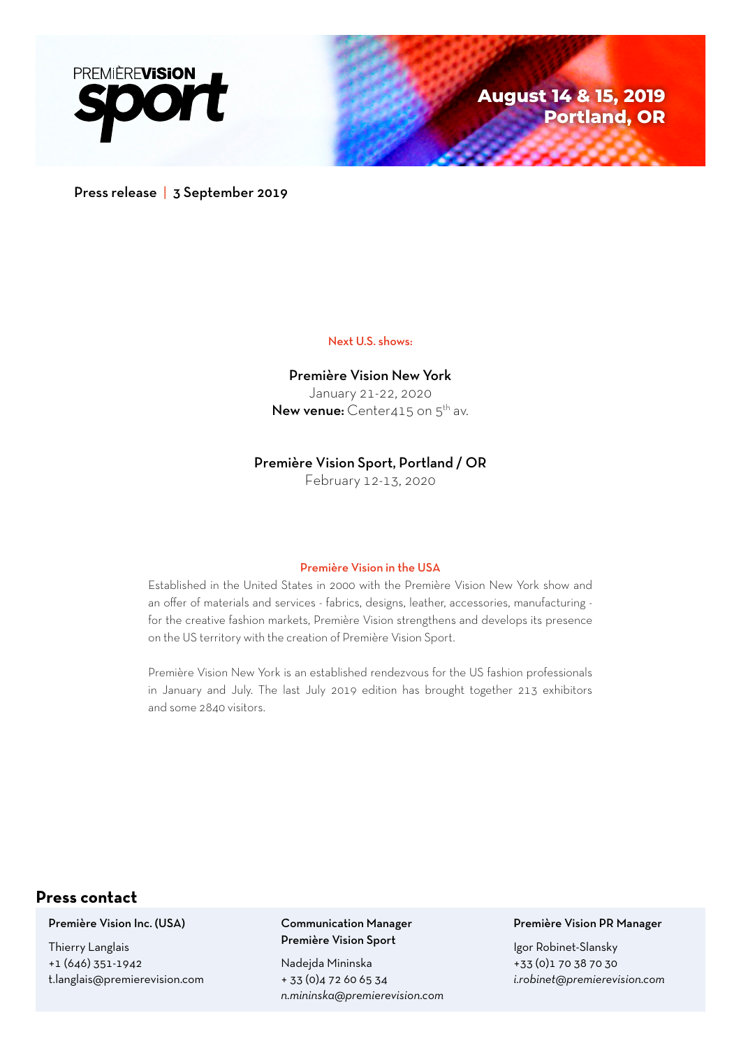PREMIÈRE**VISION** sport

**August 14 & 15, 2019**
**Portland, OR**

Press release | 3 September 2019

Next U.S. shows:

**Première Vision New York**
January 21-22, 2020
**New venue:** Center415 on 5th av.

**Première Vision Sport, Portland / OR**
February 12-13, 2020

### Première Vision in the USA

Established in the United States in 2000 with the Première Vision New York show and an offer of materials and services - fabrics, designs, leather, accessories, manufacturing - for the creative fashion markets, Première Vision strengthens and develops its presence on the US territory with the creation of Première Vision Sport.

Première Vision New York is an established rendezvous for the US fashion professionals in January and July. The last July 2019 edition has brought together 213 exhibitors and some 2840 visitors.

## Press contact

**Première Vision Inc. (USA)**

Thierry Langlais
+1 (646) 351-1942
t.langlais@premierevision.com

**Communication Manager**
**Première Vision Sport**

Nadejda Mininska
+ 33 (0)4 72 60 65 34
*n.mininska@premierevision.com*

**Première Vision PR Manager**

Igor Robinet-Slansky
+33 (0)1 70 38 70 30
*i.robinet@premierevision.com*